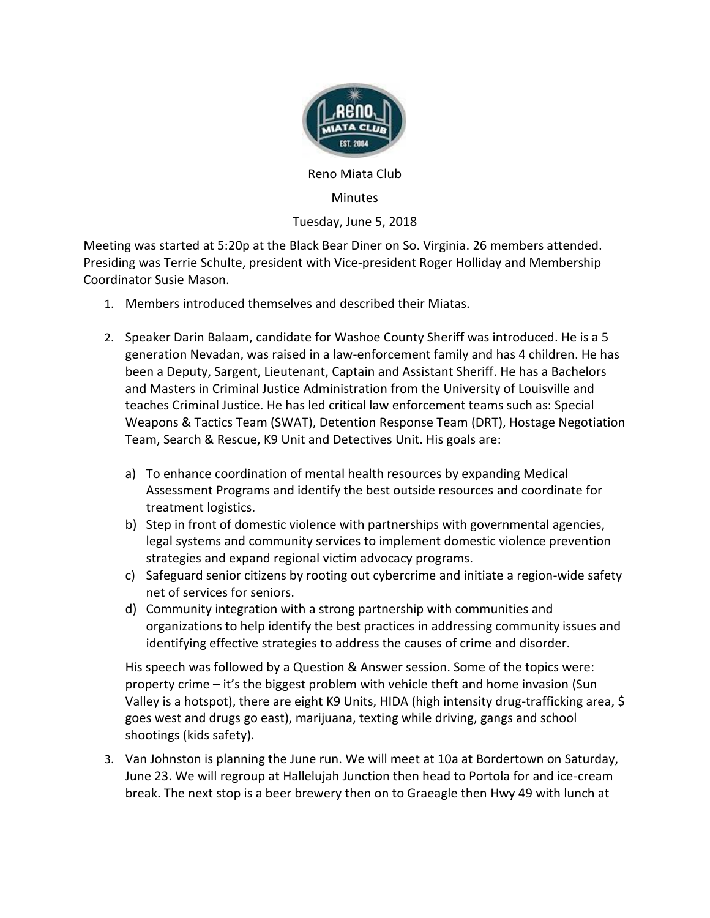Reno Miata Club

Minutes

Tuesday, June 5, 2018

Meeting was started at 5:20p at the Black Bear Diner on So. Virginia. 26 members attended. Presiding was Terrie Schulte, president with Vice-president Roger Holliday and Membership Coordinator Susie Mason.

1. Members introduced themselves and described their Miatas.

2. Speaker Darin Balaam, candidate for Washoe County Sheriff was introduced. He is a 5 generation Nevadan, was raised in a law-enforcement family and has 4 children. He has been a Deputy, Sargent, Lieutenant, Captain and Assistant Sheriff. He has a Bachelors and Masters in Criminal Justice Administration from the University of Louisville and teaches Criminal Justice. He has led critical law enforcement teams such as: Special Weapons & Tactics Team (SWAT), Detention Response Team (DRT), Hostage Negotiation Team, Search & Rescue, K9 Unit and Detectives Unit. His goals are:

   a) To enhance coordination of mental health resources by expanding Medical Assessment Programs and identify the best outside resources and coordinate for treatment logistics.
   b) Step in front of domestic violence with partnerships with governmental agencies, legal systems and community services to implement domestic violence prevention strategies and expand regional victim advocacy programs.
   c) Safeguard senior citizens by rooting out cybercrime and initiate a region-wide safety net of services for seniors.
   d) Community integration with a strong partnership with communities and organizations to help identify the best practices in addressing community issues and identifying effective strategies to address the causes of crime and disorder.

   His speech was followed by a Question & Answer session. Some of the topics were: property crime – it's the biggest problem with vehicle theft and home invasion (Sun Valley is a hotspot), there are eight K9 Units, HIDA (high intensity drug-trafficking area, $ goes west and drugs go east), marijuana, texting while driving, gangs and school shootings (kids safety).

3. Van Johnston is planning the June run. We will meet at 10a at Bordertown on Saturday, June 23. We will regroup at Hallelujah Junction then head to Portola for and ice-cream break. The next stop is a beer brewery then on to Graeagle then Hwy 49 with lunch at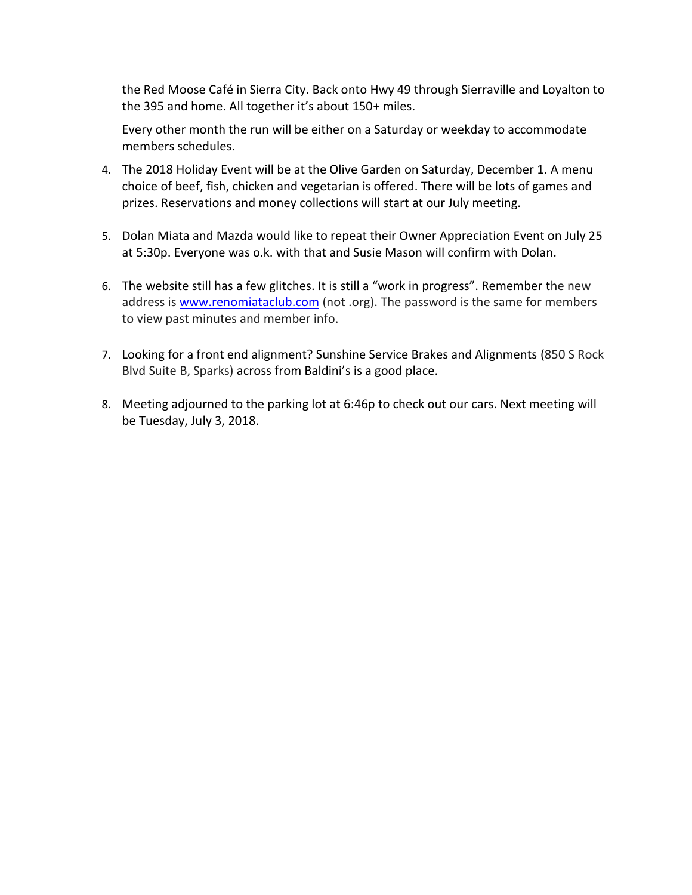the Red Moose Café in Sierra City. Back onto Hwy 49 through Sierraville and Loyalton to the 395 and home. All together it's about 150+ miles.

Every other month the run will be either on a Saturday or weekday to accommodate members schedules.

4. The 2018 Holiday Event will be at the Olive Garden on Saturday, December 1. A menu choice of beef, fish, chicken and vegetarian is offered. There will be lots of games and prizes. Reservations and money collections will start at our July meeting.

5. Dolan Miata and Mazda would like to repeat their Owner Appreciation Event on July 25 at 5:30p. Everyone was o.k. with that and Susie Mason will confirm with Dolan.

6. The website still has a few glitches. It is still a "work in progress". Remember the new address is www.renomiataclub.com (not .org). The password is the same for members to view past minutes and member info.

7. Looking for a front end alignment? Sunshine Service Brakes and Alignments (850 S Rock Blvd Suite B, Sparks) across from Baldini's is a good place.

8. Meeting adjourned to the parking lot at 6:46p to check out our cars. Next meeting will be Tuesday, July 3, 2018.